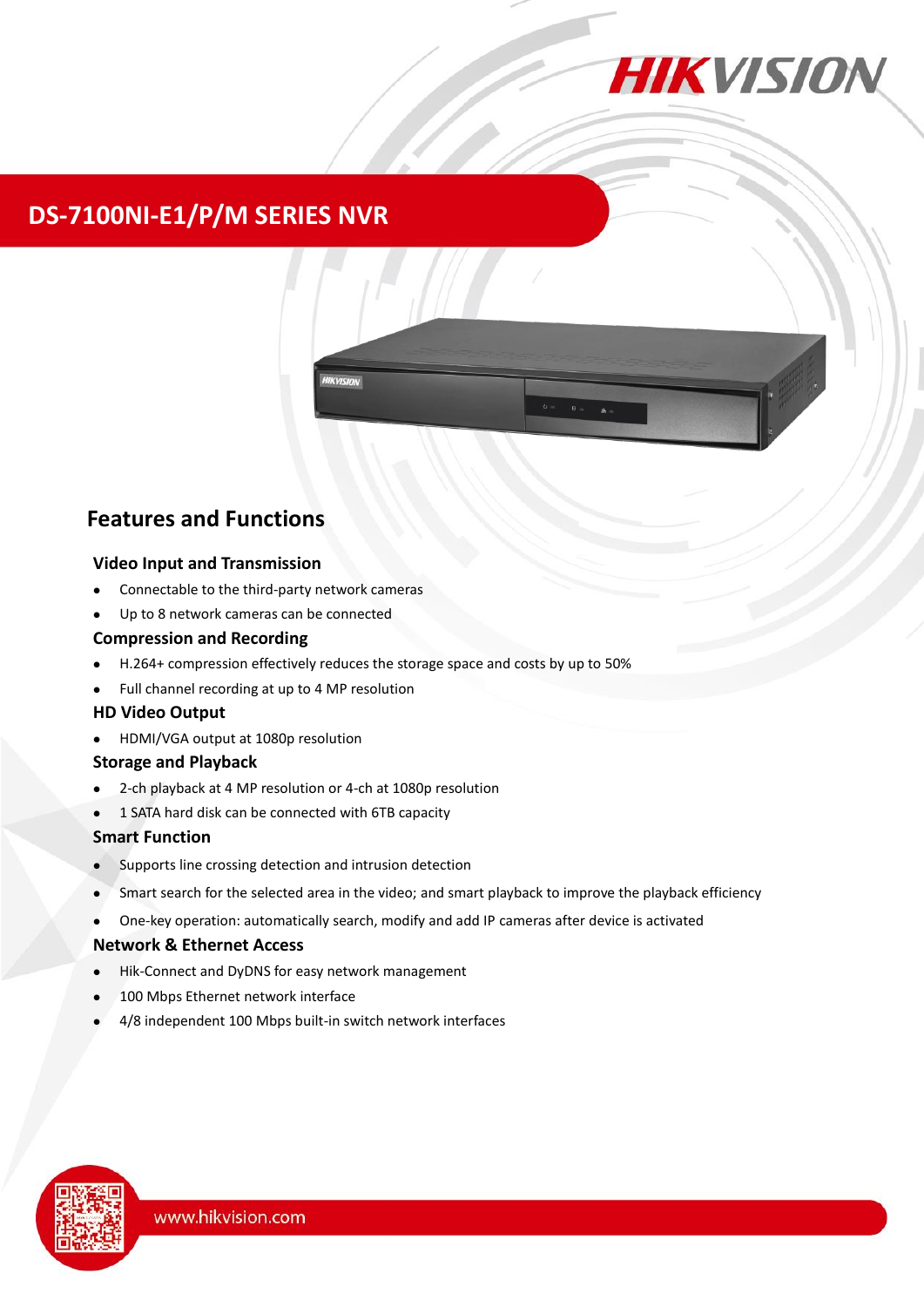# DS-7100NI-E1/P/M SERIES NVR

## Features and Functions

### Video Input and Transmission

- Connectable to the third-party network cameras
- Up to 8 network cameras can be connected

### Compression and Recording

- H.264+ compression effectively reduces the storage space and costs by up to 50%
- Full channel recording at up to 4 MP resolution

### HD Video Output

- HDMI/VGA output at 1080p resolution

### Storage and Playback

- 2-ch playback at 4 MP resolution or 4-ch at 1080p resolution
- 1 SATA hard disk can be connected with 6TB capacity

### Smart Function

- Supports line crossing detection and intrusion detection
- Smart search for the selected area in the video; and smart playback to improve the playback efficiency
- One-key operation: automatically search, modify and add IP cameras after device is activated

### Network & Ethernet Access

- Hik-Connect and DyDNS for easy network management
- 100 Mbps Ethernet network interface
- 4/8 independent 100 Mbps built-in switch network interfaces

www.hikvision.com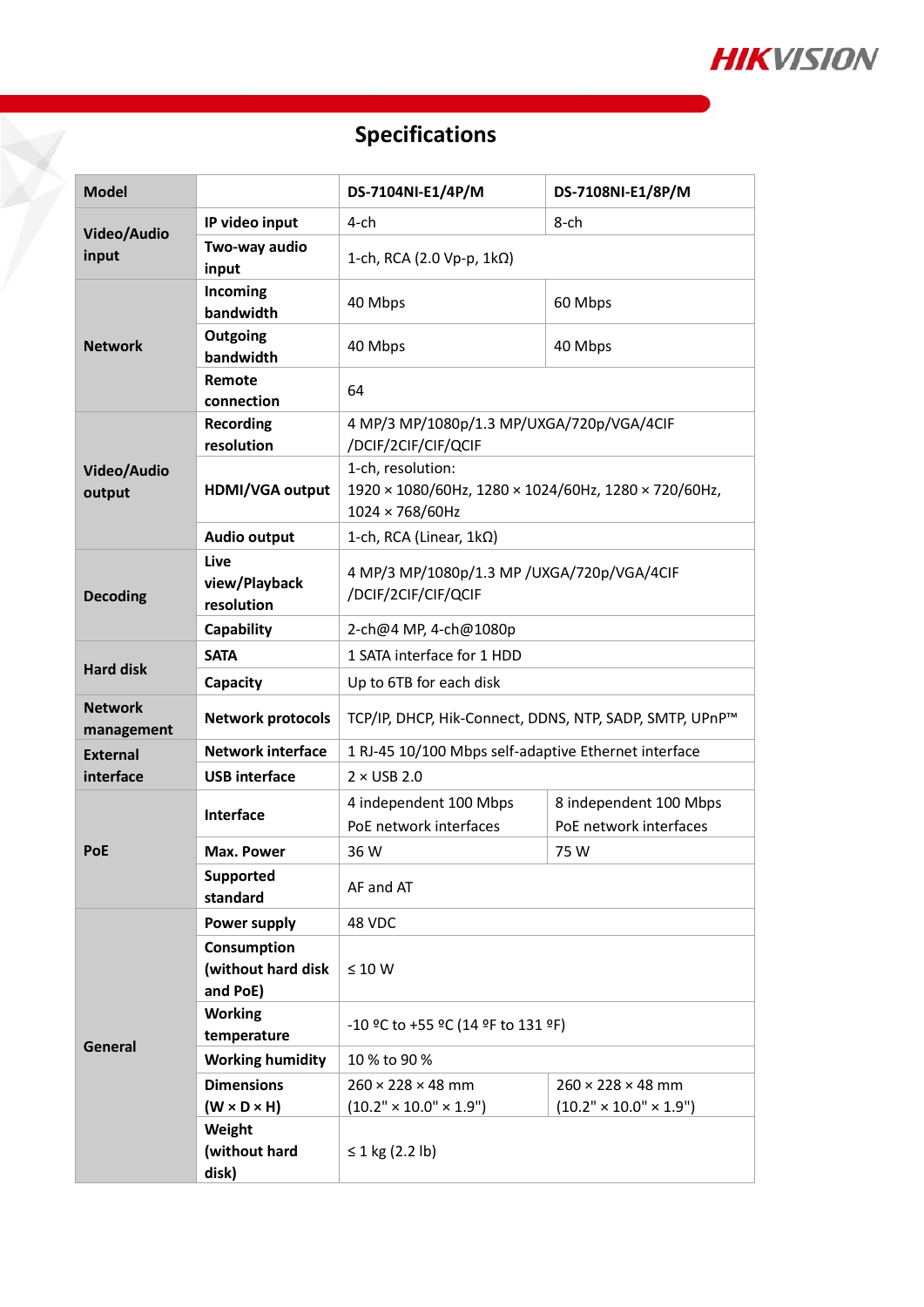# Specifications

| Model | | DS-7104NI-E1/4P/M | DS-7108NI-E1/8P/M |
|---|---|---|---|
| Video/Audio input | IP video input | 4-ch | 8-ch |
| | Two-way audio input | 1-ch, RCA (2.0 Vp-p, 1kΩ) | |
| Network | Incoming bandwidth | 40 Mbps | 60 Mbps |
| | Outgoing bandwidth | 40 Mbps | 40 Mbps |
| | Remote connection | 64 | |
| Video/Audio output | Recording resolution | 4 MP/3 MP/1080p/1.3 MP/UXGA/720p/VGA/4CIF /DCIF/2CIF/CIF/QCIF | |
| | HDMI/VGA output | 1-ch, resolution: 1920 × 1080/60Hz, 1280 × 1024/60Hz, 1280 × 720/60Hz, 1024 × 768/60Hz | |
| | Audio output | 1-ch, RCA (Linear, 1kΩ) | |
| Decoding | Live view/Playback resolution | 4 MP/3 MP/1080p/1.3 MP /UXGA/720p/VGA/4CIF /DCIF/2CIF/CIF/QCIF | |
| | Capability | 2-ch@4 MP, 4-ch@1080p | |
| Hard disk | SATA | 1 SATA interface for 1 HDD | |
| | Capacity | Up to 6TB for each disk | |
| Network management | Network protocols | TCP/IP, DHCP, Hik-Connect, DDNS, NTP, SADP, SMTP, UPnP™ | |
| External interface | Network interface | 1 RJ-45 10/100 Mbps self-adaptive Ethernet interface | |
| | USB interface | 2 × USB 2.0 | |
| PoE | Interface | 4 independent 100 Mbps PoE network interfaces | 8 independent 100 Mbps PoE network interfaces |
| | Max. Power | 36 W | 75 W |
| | Supported standard | AF and AT | |
| General | Power supply | 48 VDC | |
| | Consumption (without hard disk and PoE) | ≤ 10 W | |
| | Working temperature | -10 ºC to +55 ºC (14 ºF to 131 ºF) | |
| | Working humidity | 10 % to 90 % | |
| | Dimensions (W × D × H) | 260 × 228 × 48 mm (10.2" × 10.0" × 1.9") | 260 × 228 × 48 mm (10.2" × 10.0" × 1.9") |
| | Weight (without hard disk) | ≤ 1 kg (2.2 lb) | |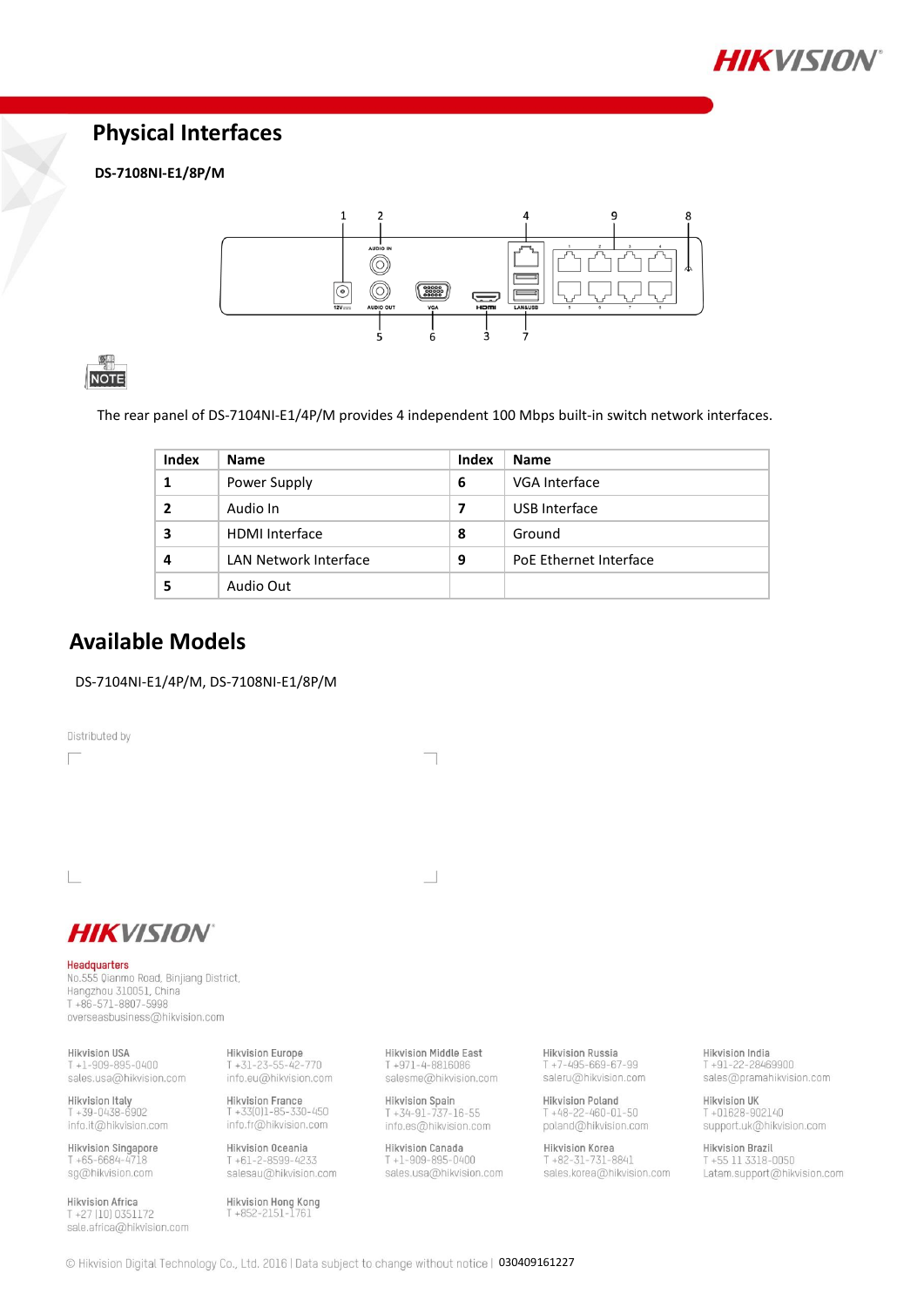## Physical Interfaces

**DS-7108NI-E1/8P/M**

1 2 4 9 8

AUDIO IN

12V AUDIO OUT VGA HDMI LAN&USB

5 6 3 7

NOTE

The rear panel of DS-7104NI-E1/4P/M provides 4 independent 100 Mbps built-in switch network interfaces.

| Index | Name | Index | Name |
|---|---|---|---|
| 1 | Power Supply | 6 | VGA Interface |
| 2 | Audio In | 7 | USB Interface |
| 3 | HDMI Interface | 8 | Ground |
| 4 | LAN Network Interface | 9 | PoE Ethernet Interface |
| 5 | Audio Out | | |

## Available Models

DS-7104NI-E1/4P/M, DS-7108NI-E1/8P/M

Distributed by

HIKVISION

**Headquarters**
No.555 Qianmo Road, Binjiang District,
Hangzhou 310051, China
T +86-571-8807-5998
overseasbusiness@hikvision.com

Hikvision USA
T +1-909-895-0400
sales.usa@hikvision.com

Hikvision Europe
T +31-23-55-42-770
info.eu@hikvision.com

Hikvision Middle East
T +971-4-8816086
salesme@hikvision.com

Hikvision Russia
T +7-495-669-67-99
saleru@hikvision.com

Hikvision India
T +91-22-28469900
sales@pramahikvision.com

Hikvision Italy
T +39-0438-6902
info.it@hikvision.com

Hikvision France
T +33(0)1-85-330-450
info.fr@hikvision.com

Hikvision Spain
T +34-91-737-16-55
info.es@hikvision.com

Hikvision Poland
T +48-22-460-01-50
poland@hikvision.com

Hikvision UK
T +01628-902140
support.uk@hikvision.com

Hikvision Singapore
T +65-6684-4718
sg@hikvision.com

Hikvision Oceania
T +61-2-8599-4233
salesau@hikvision.com

Hikvision Canada
T +1-909-895-0400
sales.usa@hikvision.com

Hikvision Korea
T +82-31-731-8841
sales.korea@hikvision.com

Hikvision Brazil
T +55 11 3318-0050
Latam.support@hikvision.com

Hikvision Africa
T +27 (10) 0351172
sale.africa@hikvision.com

Hikvision Hong Kong
T +852-2151-1761

© Hikvision Digital Technology Co., Ltd. 2016 | Data subject to change without notice | 030409161227